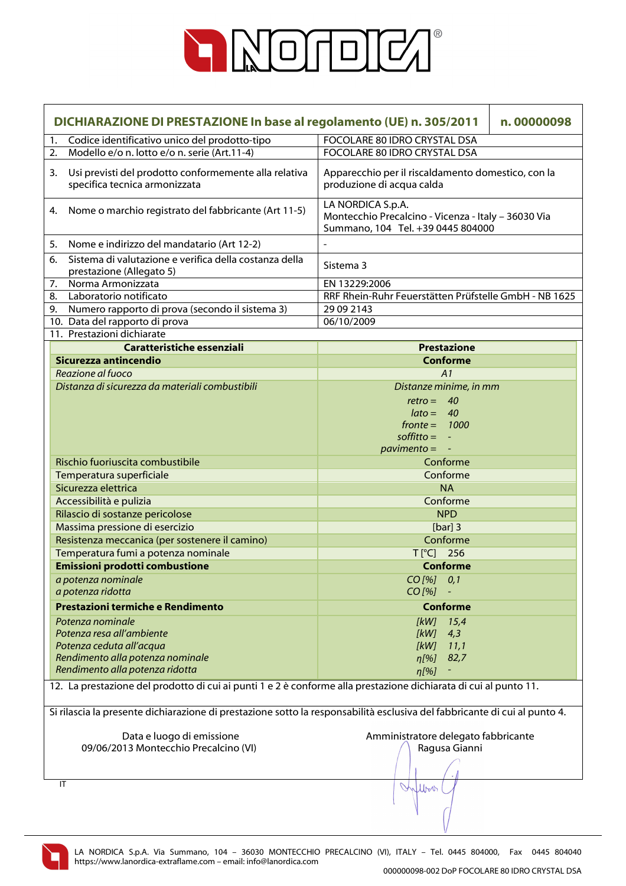# DICHIARAZIONE DI PRESTAZIONE In base al regolamento (UE) n. 305/2011 — n. 00000098

| | |
|---|---|
| 1. Codice identificativo unico del prodotto-tipo | FOCOLARE 80 IDRO CRYSTAL DSA |
| 2. Modello e/o n. lotto e/o n. serie (Art.11-4) | FOCOLARE 80 IDRO CRYSTAL DSA |
| 3. Usi previsti del prodotto conformemente alla relativa specifica tecnica armonizzata | Apparecchio per il riscaldamento domestico, con la produzione di acqua calda |
| 4. Nome o marchio registrato del fabbricante (Art 11-5) | LA NORDICA S.p.A. Montecchio Precalcino - Vicenza - Italy – 36030 Via Summano, 104 Tel. +39 0445 804000 |
| 5. Nome e indirizzo del mandatario (Art 12-2) | - |
| 6. Sistema di valutazione e verifica della costanza della prestazione (Allegato 5) | Sistema 3 |
| 7. Norma Armonizzata | EN 13229:2006 |
| 8. Laboratorio notificato | RRF Rhein-Ruhr Feuerstätten Prüfstelle GmbH - NB 1625 |
| 9. Numero rapporto di prova (secondo il sistema 3) | 29 09 2143 |
| 10. Data del rapporto di prova | 06/10/2009 |

11. Prestazioni dichiarate

| Caratteristiche essenziali | Prestazione |
|---|---|
| **Sicurezza antincendio** | **Conforme** |
| *Reazione al fuoco* | *A1* |
| *Distanza di sicurezza da materiali combustibili* | *Distanze minime, in mm*<br>*retro = 40*<br>*lato = 40*<br>*fronte = 1000*<br>*soffitto = -*<br>*pavimento = -* |
| Rischio fuoriuscita combustibile | Conforme |
| Temperatura superficiale | Conforme |
| Sicurezza elettrica | NA |
| Accessibilità e pulizia | Conforme |
| Rilascio di sostanze pericolose | NPD |
| Massima pressione di esercizio | [bar] 3 |
| Resistenza meccanica (per sostenere il camino) | Conforme |
| Temperatura fumi a potenza nominale | T [°C] 256 |
| **Emissioni prodotti combustione** | **Conforme** |
| *a potenza nominale*<br>*a potenza ridotta* | *CO [%] 0,1*<br>*CO [%] -* |
| **Prestazioni termiche e Rendimento** | **Conforme** |
| *Potenza nominale*<br>*Potenza resa all'ambiente*<br>*Potenza ceduta all'acqua*<br>*Rendimento alla potenza nominale*<br>*Rendimento alla potenza ridotta* | *[kW] 15,4*<br>*[kW] 4,3*<br>*[kW] 11,1*<br>*η[%] 82,7*<br>*η[%] -* |

12. La prestazione del prodotto di cui ai punti 1 e 2 è conforme alla prestazione dichiarata di cui al punto 11.

Si rilascia la presente dichiarazione di prestazione sotto la responsabilità esclusiva del fabbricante di cui al punto 4.

Data e luogo di emissione
09/06/2013 Montecchio Precalcino (VI)

Amministratore delegato fabbricante
Ragusa Gianni

IT

LA NORDICA S.p.A. Via Summano, 104 – 36030 MONTECCHIO PRECALCINO (VI), ITALY – Tel. 0445 804000, Fax 0445 804040
https://www.lanordica-extraflame.com – email: info@lanordica.com

000000098-002 DoP FOCOLARE 80 IDRO CRYSTAL DSA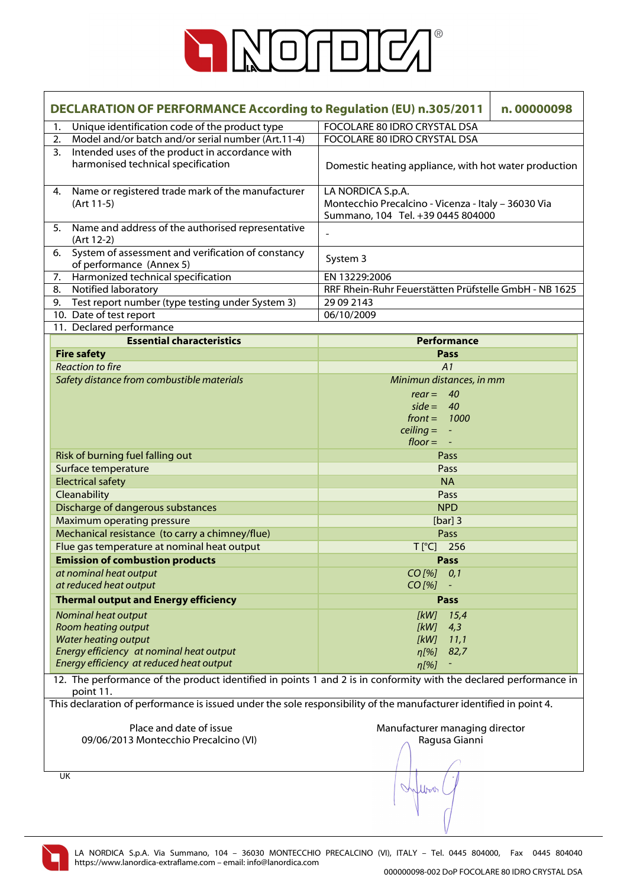## DECLARATION OF PERFORMANCE According to Regulation (EU) n.305/2011 — n. 00000098

| | |
|---|---|
| 1. Unique identification code of the product type | FOCOLARE 80 IDRO CRYSTAL DSA |
| 2. Model and/or batch and/or serial number (Art.11-4) | FOCOLARE 80 IDRO CRYSTAL DSA |
| 3. Intended uses of the product in accordance with harmonised technical specification | Domestic heating appliance, with hot water production |
| 4. Name or registered trade mark of the manufacturer (Art 11-5) | LA NORDICA S.p.A. Montecchio Precalcino - Vicenza - Italy – 36030 Via Summano, 104 Tel. +39 0445 804000 |
| 5. Name and address of the authorised representative (Art 12-2) | - |
| 6. System of assessment and verification of constancy of performance (Annex 5) | System 3 |
| 7. Harmonized technical specification | EN 13229:2006 |
| 8. Notified laboratory | RRF Rhein-Ruhr Feuerstätten Prüfstelle GmbH - NB 1625 |
| 9. Test report number (type testing under System 3) | 29 09 2143 |
| 10. Date of test report | 06/10/2009 |

11. Declared performance

| Essential characteristics | Performance |
|---|---|
| **Fire safety** | **Pass** |
| *Reaction to fire* | *A1* |
| *Safety distance from combustible materials* | *Minimun distances, in mm*<br>*rear =* 40<br>*side =* 40<br>*front =* 1000<br>*ceiling =* -<br>*floor =* - |
| Risk of burning fuel falling out | Pass |
| Surface temperature | Pass |
| Electrical safety | NA |
| Cleanability | Pass |
| Discharge of dangerous substances | NPD |
| Maximum operating pressure | [bar] 3 |
| Mechanical resistance (to carry a chimney/flue) | Pass |
| Flue gas temperature at nominal heat output | T [°C] 256 |
| **Emission of combustion products** | **Pass** |
| *at nominal heat output* | *CO [%] 0,1* |
| *at reduced heat output* | *CO [%] -* |
| **Thermal output and Energy efficiency** | **Pass** |
| *Nominal heat output* | *[kW] 15,4* |
| *Room heating output* | *[kW] 4,3* |
| *Water heating output* | *[kW] 11,1* |
| *Energy efficiency at nominal heat output* | *η[%] 82,7* |
| *Energy efficiency at reduced heat output* | *η[%] -* |

12. The performance of the product identified in points 1 and 2 is in conformity with the declared performance in point 11.

This declaration of performance is issued under the sole responsibility of the manufacturer identified in point 4.

| Place and date of issue | Manufacturer managing director |
|---|---|
| 09/06/2013 Montecchio Precalcino (VI) | Ragusa Gianni |

UK

LA NORDICA S.p.A. Via Summano, 104 – 36030 MONTECCHIO PRECALCINO (VI), ITALY – Tel. 0445 804000, Fax 0445 804040
https://www.lanordica-extraflame.com – email: info@lanordica.com

000000098-002 DoP FOCOLARE 80 IDRO CRYSTAL DSA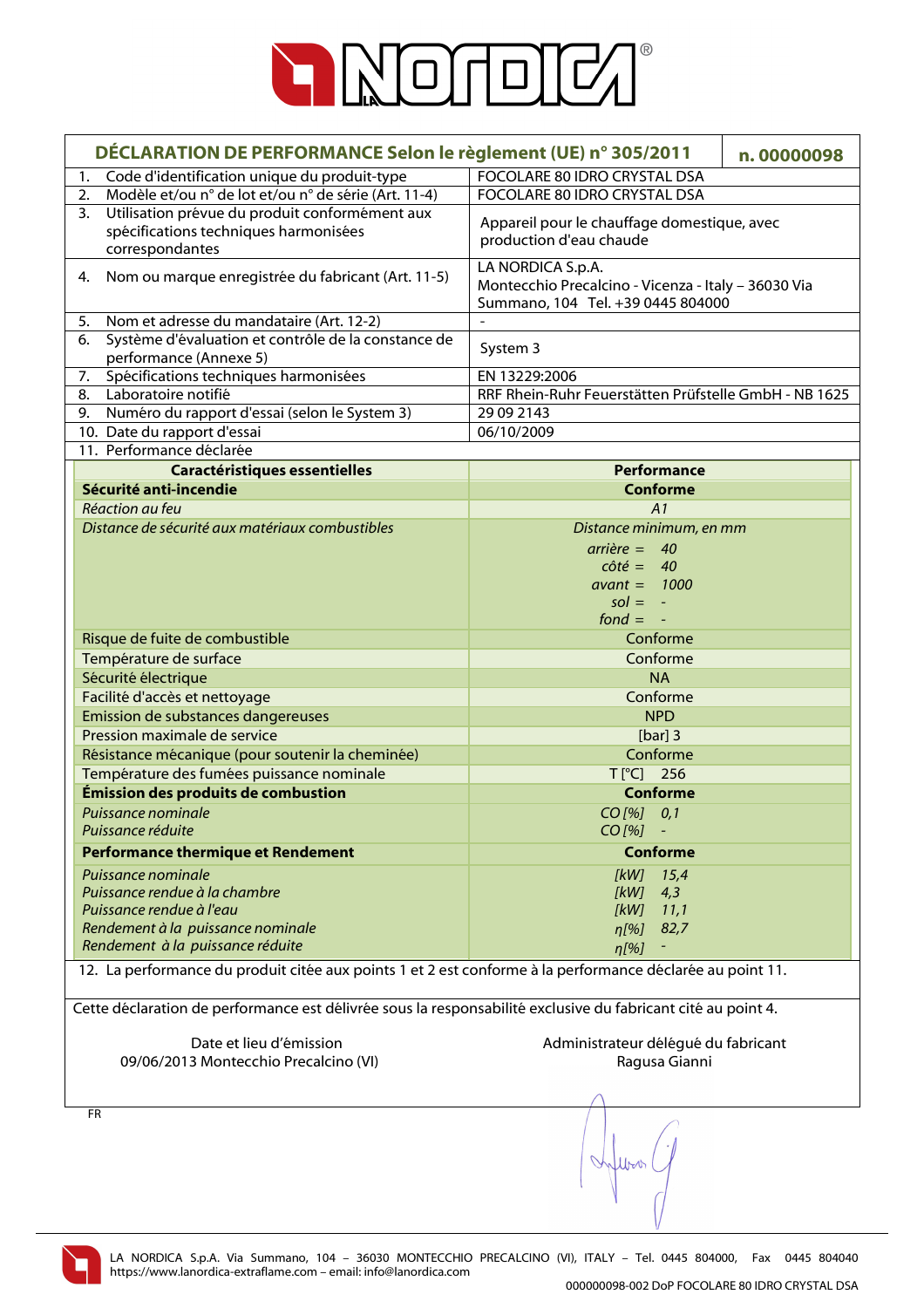## DÉCLARATION DE PERFORMANCE Selon le règlement (UE) n° 305/2011 — n. 00000098

| | |
|---|---|
| 1. Code d'identification unique du produit-type | FOCOLARE 80 IDRO CRYSTAL DSA |
| 2. Modèle et/ou n° de lot et/ou n° de série (Art. 11-4) | FOCOLARE 80 IDRO CRYSTAL DSA |
| 3. Utilisation prévue du produit conformément aux spécifications techniques harmonisées correspondantes | Appareil pour le chauffage domestique, avec production d'eau chaude |
| 4. Nom ou marque enregistrée du fabricant (Art. 11-5) | LA NORDICA S.p.A. Montecchio Precalcino - Vicenza - Italy – 36030 Via Summano, 104 Tel. +39 0445 804000 |
| 5. Nom et adresse du mandataire (Art. 12-2) | - |
| 6. Système d'évaluation et contrôle de la constance de performance (Annexe 5) | System 3 |
| 7. Spécifications techniques harmonisées | EN 13229:2006 |
| 8. Laboratoire notifié | RRF Rhein-Ruhr Feuerstätten Prüfstelle GmbH - NB 1625 |
| 9. Numéro du rapport d'essai (selon le System 3) | 29 09 2143 |
| 10. Date du rapport d'essai | 06/10/2009 |

11. Performance déclarée

| Caractéristiques essentielles | Performance |
|---|---|
| **Sécurité anti-incendie** | **Conforme** |
| *Réaction au feu* | *A1* |
| *Distance de sécurité aux matériaux combustibles* | *Distance minimum, en mm*<br>*arrière = 40*<br>*côté = 40*<br>*avant = 1000*<br>*sol = -*<br>*fond = -* |
| Risque de fuite de combustible | Conforme |
| Température de surface | Conforme |
| Sécurité électrique | NA |
| Facilité d'accès et nettoyage | Conforme |
| Emission de substances dangereuses | NPD |
| Pression maximale de service | [bar] 3 |
| Résistance mécanique (pour soutenir la cheminée) | Conforme |
| Température des fumées puissance nominale | T [°C] 256 |
| **Émission des produits de combustion** | **Conforme** |
| *Puissance nominale* | *CO [%] 0,1* |
| *Puissance réduite* | *CO [%] -* |
| **Performance thermique et Rendement** | **Conforme** |
| *Puissance nominale* | *[kW] 15,4* |
| *Puissance rendue à la chambre* | *[kW] 4,3* |
| *Puissance rendue à l'eau* | *[kW] 11,1* |
| *Rendement à la puissance nominale* | *η[%] 82,7* |
| *Rendement à la puissance réduite* | *η[%] -* |

12. La performance du produit citée aux points 1 et 2 est conforme à la performance déclarée au point 11.

Cette déclaration de performance est délivrée sous la responsabilité exclusive du fabricant cité au point 4.

Date et lieu d'émission
09/06/2013 Montecchio Precalcino (VI)

Administrateur délégué du fabricant
Ragusa Gianni

FR

LA NORDICA S.p.A. Via Summano, 104 – 36030 MONTECCHIO PRECALCINO (VI), ITALY – Tel. 0445 804000, Fax 0445 804040
https://www.lanordica-extraflame.com – email: info@lanordica.com

000000098-002 DoP FOCOLARE 80 IDRO CRYSTAL DSA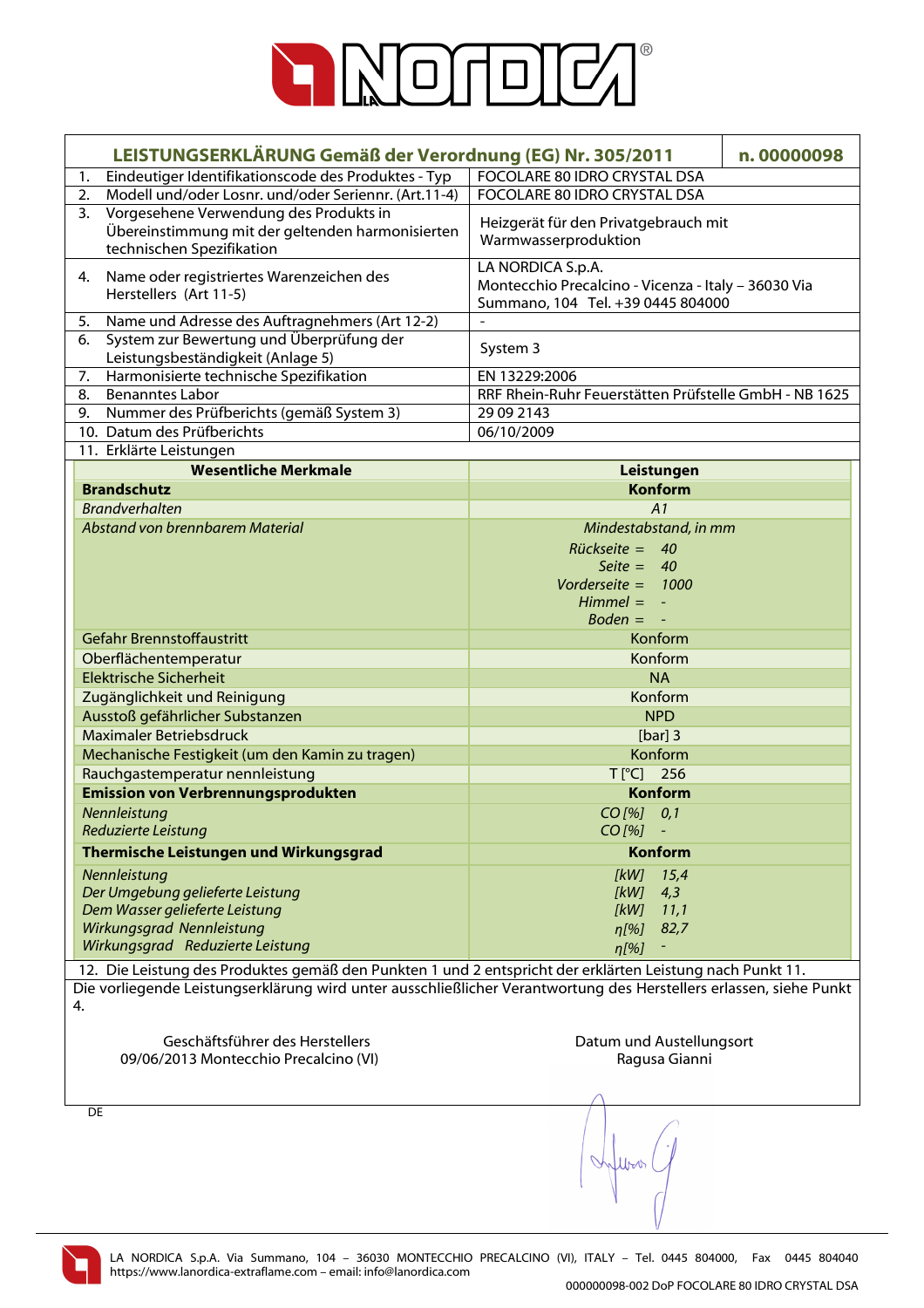## LEISTUNGSERKLÄRUNG Gemäß der Verordnung (EG) Nr. 305/2011 — n. 00000098

| | |
|---|---|
| 1. Eindeutiger Identifikationscode des Produktes - Typ | FOCOLARE 80 IDRO CRYSTAL DSA |
| 2. Modell und/oder Losnr. und/oder Seriennr. (Art.11-4) | FOCOLARE 80 IDRO CRYSTAL DSA |
| 3. Vorgesehene Verwendung des Produkts in Übereinstimmung mit der geltenden harmonisierten technischen Spezifikation | Heizgerät für den Privatgebrauch mit Warmwasserproduktion |
| 4. Name oder registriertes Warenzeichen des Herstellers (Art 11-5) | LA NORDICA S.p.A. Montecchio Precalcino - Vicenza - Italy – 36030 Via Summano, 104 Tel. +39 0445 804000 |
| 5. Name und Adresse des Auftragnehmers (Art 12-2) | - |
| 6. System zur Bewertung und Überprüfung der Leistungsbeständigkeit (Anlage 5) | System 3 |
| 7. Harmonisierte technische Spezifikation | EN 13229:2006 |
| 8. Benanntes Labor | RRF Rhein-Ruhr Feuerstätten Prüfstelle GmbH - NB 1625 |
| 9. Nummer des Prüfberichts (gemäß System 3) | 29 09 2143 |
| 10. Datum des Prüfberichts | 06/10/2009 |

11. Erklärte Leistungen

| Wesentliche Merkmale | Leistungen |
|---|---|
| **Brandschutz** | **Konform** |
| *Brandverhalten* | *A1* |
| *Abstand von brennbarem Material* | *Mindestabstand, in mm*<br>*Rückseite = 40*<br>*Seite = 40*<br>*Vorderseite = 1000*<br>*Himmel = -*<br>*Boden = -* |
| Gefahr Brennstoffaustritt | Konform |
| Oberflächentemperatur | Konform |
| Elektrische Sicherheit | NA |
| Zugänglichkeit und Reinigung | Konform |
| Ausstoß gefährlicher Substanzen | NPD |
| Maximaler Betriebsdruck | [bar] 3 |
| Mechanische Festigkeit (um den Kamin zu tragen) | Konform |
| Rauchgastemperatur nennleistung | T [°C] 256 |
| **Emission von Verbrennungsprodukten** | **Konform** |
| *Nennleistung* | *CO [%] 0,1* |
| *Reduzierte Leistung* | *CO [%] -* |
| **Thermische Leistungen und Wirkungsgrad** | **Konform** |
| *Nennleistung* | *[kW] 15,4* |
| *Der Umgebung gelieferte Leistung* | *[kW] 4,3* |
| *Dem Wasser gelieferte Leistung* | *[kW] 11,1* |
| *Wirkungsgrad Nennleistung* | *η[%] 82,7* |
| *Wirkungsgrad Reduzierte Leistung* | *η[%] -* |

12. Die Leistung des Produktes gemäß den Punkten 1 und 2 entspricht der erklärten Leistung nach Punkt 11.

Die vorliegende Leistungserklärung wird unter ausschließlicher Verantwortung des Herstellers erlassen, siehe Punkt 4.

Geschäftsführer des Herstellers
09/06/2013 Montecchio Precalcino (VI)

Datum und Austellungsort
Ragusa Gianni

DE

LA NORDICA S.p.A. Via Summano, 104 – 36030 MONTECCHIO PRECALCINO (VI), ITALY – Tel. 0445 804000, Fax 0445 804040
https://www.lanordica-extraflame.com – email: info@lanordica.com

000000098-002 DoP FOCOLARE 80 IDRO CRYSTAL DSA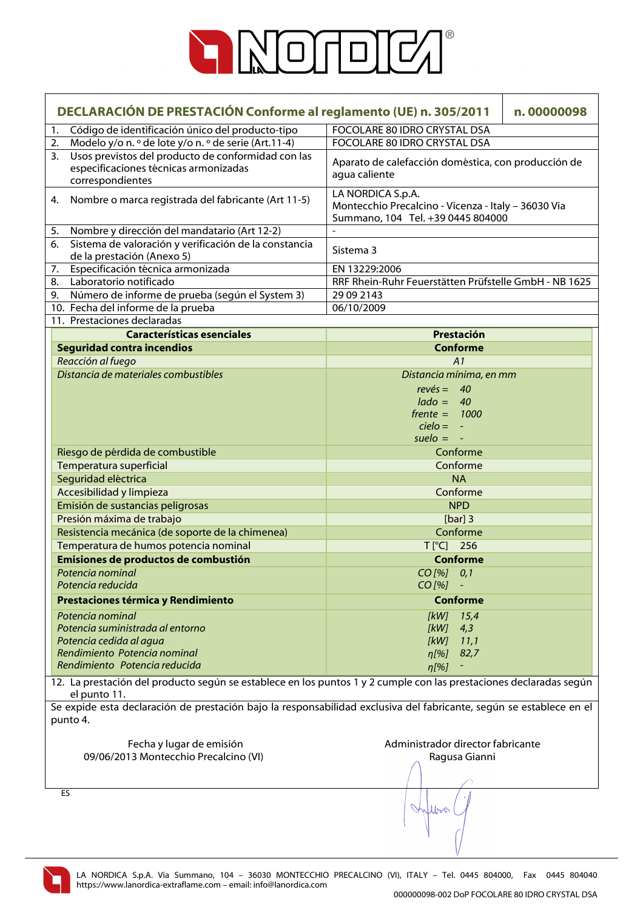## DECLARACIÓN DE PRESTACIÓN Conforme al reglamento (UE) n. 305/2011 — n. 00000098

| | |
|---|---|
| 1. Código de identificación único del producto-tipo | FOCOLARE 80 IDRO CRYSTAL DSA |
| 2. Modelo y/o n. º de lote y/o n. º de serie (Art.11-4) | FOCOLARE 80 IDRO CRYSTAL DSA |
| 3. Usos previstos del producto de conformidad con las especificaciones técnicas armonizadas correspondientes | Aparato de calefacción doméstica, con producción de agua caliente |
| 4. Nombre o marca registrada del fabricante (Art 11-5) | LA NORDICA S.p.A. Montecchio Precalcino - Vicenza - Italy – 36030 Via Summano, 104 Tel. +39 0445 804000 |
| 5. Nombre y dirección del mandatario (Art 12-2) | - |
| 6. Sistema de valoración y verificación de la constancia de la prestación (Anexo 5) | Sistema 3 |
| 7. Especificación técnica armonizada | EN 13229:2006 |
| 8. Laboratorio notificado | RRF Rhein-Ruhr Feuerstätten Prüfstelle GmbH - NB 1625 |
| 9. Número de informe de prueba (según el System 3) | 29 09 2143 |
| 10. Fecha del informe de la prueba | 06/10/2009 |
| 11. Prestaciones declaradas | |

| Características esenciales | Prestación |
|---|---|
| **Seguridad contra incendios** | **Conforme** |
| *Reacción al fuego* | *A1* |
| *Distancia de materiales combustibles* | *Distancia mínima, en mm*<br>*revés = 40*<br>*lado = 40*<br>*frente = 1000*<br>*cielo = -*<br>*suelo = -* |
| Riesgo de pérdida de combustible | Conforme |
| Temperatura superficial | Conforme |
| Seguridad eléctrica | NA |
| Accesibilidad y limpieza | Conforme |
| Emisión de sustancias peligrosas | NPD |
| Presión máxima de trabajo | [bar] 3 |
| Resistencia mecánica (de soporte de la chimenea) | Conforme |
| Temperatura de humos potencia nominal | T [°C] 256 |
| **Emisiones de productos de combustión** | **Conforme** |
| *Potencia nominal* | *CO [%] 0,1* |
| *Potencia reducida* | *CO [%] -* |
| **Prestaciones térmica y Rendimiento** | **Conforme** |
| *Potencia nominal* | *[kW] 15,4* |
| *Potencia suministrada al entorno* | *[kW] 4,3* |
| *Potencia cedida al agua* | *[kW] 11,1* |
| *Rendimiento Potencia nominal* | *η[%] 82,7* |
| *Rendimiento Potencia reducida* | *η[%] -* |

12. La prestación del producto según se establece en los puntos 1 y 2 cumple con las prestaciones declaradas según el punto 11.

Se expide esta declaración de prestación bajo la responsabilidad exclusiva del fabricante, según se establece en el punto 4.

Fecha y lugar de emisión
09/06/2013 Montecchio Precalcino (VI)

Administrador director fabricante
Ragusa Gianni

ES

LA NORDICA S.p.A. Via Summano, 104 – 36030 MONTECCHIO PRECALCINO (VI), ITALY – Tel. 0445 804000, Fax 0445 804040
https://www.lanordica-extraflame.com – email: info@lanordica.com

000000098-002 DoP FOCOLARE 80 IDRO CRYSTAL DSA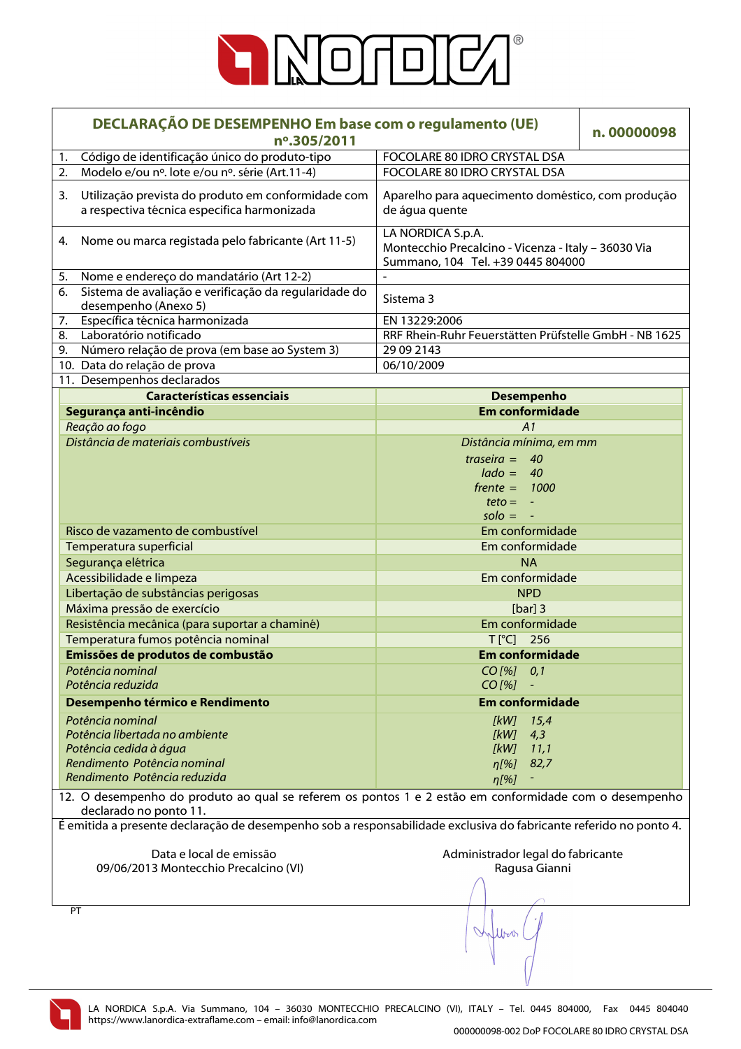# DECLARAÇÃO DE DESEMPENHO Em base com o regulamento (UE) nº.305/2011

**n. 00000098**

| | |
|---|---|
| 1. Código de identificação único do produto-tipo | FOCOLARE 80 IDRO CRYSTAL DSA |
| 2. Modelo e/ou nº. lote e/ou nº. série (Art.11-4) | FOCOLARE 80 IDRO CRYSTAL DSA |
| 3. Utilização prevista do produto em conformidade com a respectiva técnica especifica harmonizada | Aparelho para aquecimento doméstico, com produção de água quente |
| 4. Nome ou marca registada pelo fabricante (Art 11-5) | LA NORDICA S.p.A. Montecchio Precalcino - Vicenza - Italy – 36030 Via Summano, 104 Tel. +39 0445 804000 |
| 5. Nome e endereço do mandatário (Art 12-2) | - |
| 6. Sistema de avaliação e verificação da regularidade do desempenho (Anexo 5) | Sistema 3 |
| 7. Específica técnica harmonizada | EN 13229:2006 |
| 8. Laboratório notificado | RRF Rhein-Ruhr Feuerstätten Prüfstelle GmbH - NB 1625 |
| 9. Número relação de prova (em base ao System 3) | 29 09 2143 |
| 10. Data do relação de prova | 06/10/2009 |

11. Desempenhos declarados

| Características essenciais | Desempenho |
|---|---|
| **Segurança anti-incêndio** | **Em conformidade** |
| *Reação ao fogo* | *A1* |
| *Distância de materiais combustíveis* | *Distância mínima, em mm*<br>*traseira = 40*<br>*lado = 40*<br>*frente = 1000*<br>*teto = -*<br>*solo = -* |
| Risco de vazamento de combustível | Em conformidade |
| Temperatura superficial | Em conformidade |
| Segurança elétrica | NA |
| Acessibilidade e limpeza | Em conformidade |
| Libertação de substâncias perigosas | NPD |
| Máxima pressão de exercício | [bar] 3 |
| Resistência mecânica (para suportar a chaminé) | Em conformidade |
| Temperatura fumos potência nominal | T [°C] 256 |
| **Emissões de produtos de combustão** | **Em conformidade** |
| *Potência nominal* | *CO [%] 0,1* |
| *Potência reduzida* | *CO [%] -* |
| **Desempenho térmico e Rendimento** | **Em conformidade** |
| *Potência nominal* | *[kW] 15,4* |
| *Potência libertada no ambiente* | *[kW] 4,3* |
| *Potência cedida à água* | *[kW] 11,1* |
| *Rendimento Potência nominal* | *η[%] 82,7* |
| *Rendimento Potência reduzida* | *η[%] -* |

12. O desempenho do produto ao qual se referem os pontos 1 e 2 estão em conformidade com o desempenho declarado no ponto 11.

É emitida a presente declaração de desempenho sob a responsabilidade exclusiva do fabricante referido no ponto 4.

Data e local de emissão
09/06/2013 Montecchio Precalcino (VI)

Administrador legal do fabricante
Ragusa Gianni

PT

LA NORDICA S.p.A. Via Summano, 104 – 36030 MONTECCHIO PRECALCINO (VI), ITALY – Tel. 0445 804000, Fax 0445 804040
https://www.lanordica-extraflame.com – email: info@lanordica.com

000000098-002 DoP FOCOLARE 80 IDRO CRYSTAL DSA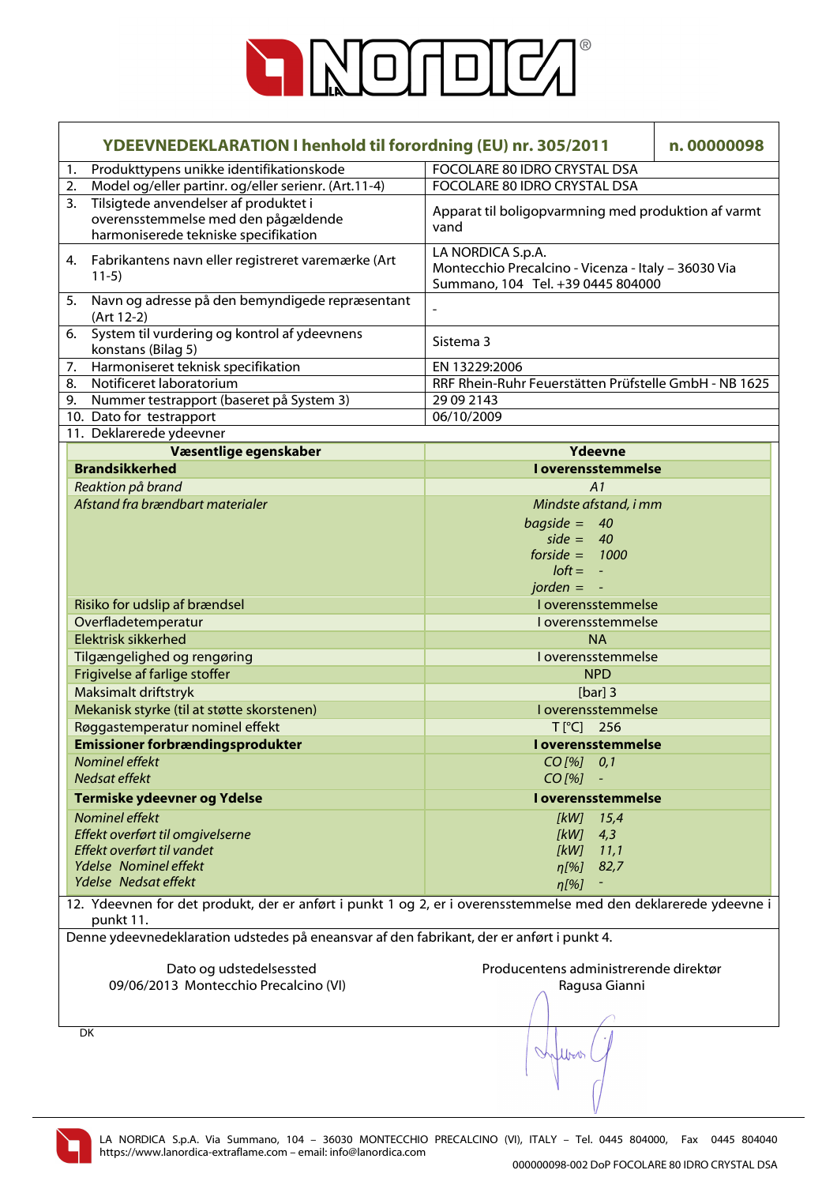# LA NORDICA®

## YDEEVNEDEKLARATION I henhold til forordning (EU) nr. 305/2011 — n. 00000098

| | |
|---|---|
| 1. Produkttypens unikke identifikationskode | FOCOLARE 80 IDRO CRYSTAL DSA |
| 2. Model og/eller partinr. og/eller serienr. (Art.11-4) | FOCOLARE 80 IDRO CRYSTAL DSA |
| 3. Tilsigtede anvendelser af produktet i overensstemmelse med den pågældende harmoniserede tekniske specifikation | Apparat til boligopvarmning med produktion af varmt vand |
| 4. Fabrikantens navn eller registreret varemærke (Art 11-5) | LA NORDICA S.p.A. Montecchio Precalcino - Vicenza - Italy – 36030 Via Summano, 104 Tel. +39 0445 804000 |
| 5. Navn og adresse på den bemyndigede repræsentant (Art 12-2) | - |
| 6. System til vurdering og kontrol af ydeevnens konstans (Bilag 5) | Sistema 3 |
| 7. Harmoniseret teknisk specifikation | EN 13229:2006 |
| 8. Notificeret laboratorium | RRF Rhein-Ruhr Feuerstätten Prüfstelle GmbH - NB 1625 |
| 9. Nummer testrapport (baseret på System 3) | 29 09 2143 |
| 10. Dato for testrapport | 06/10/2009 |

11. Deklarerede ydeevner

| Væsentlige egenskaber | Ydeevne |
|---|---|
| **Brandsikkerhed** | **I overensstemmelse** |
| *Reaktion på brand* | *A1* |
| *Afstand fra brændbart materialer* | *Mindste afstand, i mm*<br>*bagside = 40*<br>*side = 40*<br>*forside = 1000*<br>*loft = -*<br>*jorden = -* |
| Risiko for udslip af brændsel | I overensstemmelse |
| Overfladetemperatur | I overensstemmelse |
| Elektrisk sikkerhed | NA |
| Tilgængelighed og rengøring | I overensstemmelse |
| Frigivelse af farlige stoffer | NPD |
| Maksimalt driftstryk | [bar] 3 |
| Mekanisk styrke (til at støtte skorstenen) | I overensstemmelse |
| Røggastemperatur nominel effekt | T [°C] 256 |
| **Emissioner forbrændingsprodukter** | **I overensstemmelse** |
| *Nominel effekt* | *CO [%] 0,1* |
| *Nedsat effekt* | *CO [%] -* |
| **Termiske ydeevner og Ydelse** | **I overensstemmelse** |
| *Nominel effekt* | *[kW] 15,4* |
| *Effekt overført til omgivelserne* | *[kW] 4,3* |
| *Effekt overført til vandet* | *[kW] 11,1* |
| *Ydelse Nominel effekt* | *η[%] 82,7* |
| *Ydelse Nedsat effekt* | *η[%] -* |

12. Ydeevnen for det produkt, der er anført i punkt 1 og 2, er i overensstemmelse med den deklarerede ydeevne i punkt 11.

Denne ydeevnedeklaration udstedes på eneansvar af den fabrikant, der er anført i punkt 4.

| Dato og udstedelsessted | Producentens administrerende direktør |
|---|---|
| 09/06/2013 Montecchio Precalcino (VI) | Ragusa Gianni |

DK

LA NORDICA S.p.A. Via Summano, 104 – 36030 MONTECCHIO PRECALCINO (VI), ITALY – Tel. 0445 804000, Fax 0445 804040
https://www.lanordica-extraflame.com – email: info@lanordica.com

000000098-002 DoP FOCOLARE 80 IDRO CRYSTAL DSA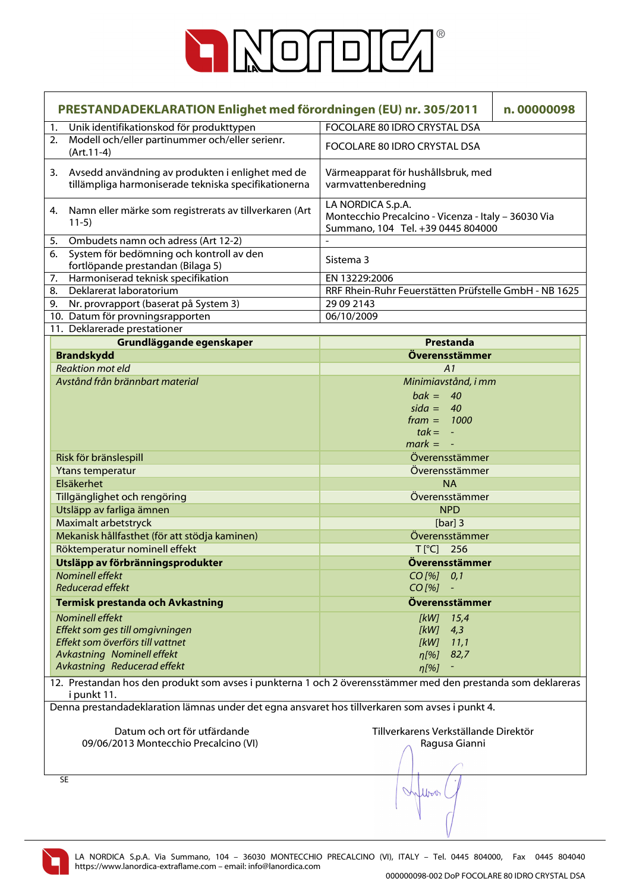## PRESTANDADEKLARATION Enlighet med förordningen (EU) nr. 305/2011 — n. 00000098

| | |
|---|---|
| 1. Unik identifikationskod för produkttypen | FOCOLARE 80 IDRO CRYSTAL DSA |
| 2. Modell och/eller partinummer och/eller serienr. (Art.11-4) | FOCOLARE 80 IDRO CRYSTAL DSA |
| 3. Avsedd användning av produkten i enlighet med de tillämpliga harmoniserade tekniska specifikationerna | Värmeapparat för hushållsbruk, med varmvattenberedning |
| 4. Namn eller märke som registrerats av tillverkaren (Art 11-5) | LA NORDICA S.p.A. Montecchio Precalcino - Vicenza - Italy – 36030 Via Summano, 104 Tel. +39 0445 804000 |
| 5. Ombudets namn och adress (Art 12-2) | - |
| 6. System för bedömning och kontroll av den fortlöpande prestandan (Bilaga 5) | Sistema 3 |
| 7. Harmoniserad teknisk specifikation | EN 13229:2006 |
| 8. Deklarerat laboratorium | RRF Rhein-Ruhr Feuerstätten Prüfstelle GmbH - NB 1625 |
| 9. Nr. provrapport (baserat på System 3) | 29 09 2143 |
| 10. Datum för provningsrapporten | 06/10/2009 |

11. Deklarerade prestationer

| Grundläggande egenskaper | Prestanda |
|---|---|
| **Brandskydd** | **Överensstämmer** |
| *Reaktion mot eld* | *A1* |
| *Avstånd från brännbart material* | *Minimiavstånd, i mm*<br>*bak = 40*<br>*sida = 40*<br>*fram = 1000*<br>*tak = -*<br>*mark = -* |
| Risk för bränslespill | Överensstämmer |
| Ytans temperatur | Överensstämmer |
| Elsäkerhet | NA |
| Tillgänglighet och rengöring | Överensstämmer |
| Utsläpp av farliga ämnen | NPD |
| Maximalt arbetstryck | [bar] 3 |
| Mekanisk hållfasthet (för att stödja kaminen) | Överensstämmer |
| Röktemperatur nominell effekt | T [°C] 256 |
| **Utsläpp av förbränningsprodukter** | **Överensstämmer** |
| *Nominell effekt* | *CO [%] 0,1* |
| *Reducerad effekt* | *CO [%] -* |
| **Termisk prestanda och Avkastning** | **Överensstämmer** |
| *Nominell effekt* | *[kW] 15,4* |
| *Effekt som ges till omgivningen* | *[kW] 4,3* |
| *Effekt som överförs till vattnet* | *[kW] 11,1* |
| *Avkastning Nominell effekt* | *η[%] 82,7* |
| *Avkastning Reducerad effekt* | *η[%] -* |

12. Prestandan hos den produkt som avses i punkterna 1 och 2 överensstämmer med den prestanda som deklareras i punkt 11.

Denna prestandadeklaration lämnas under det egna ansvaret hos tillverkaren som avses i punkt 4.

Datum och ort för utfärdande
09/06/2013 Montecchio Precalcino (VI)

Tillverkarens Verkställande Direktör
Ragusa Gianni

SE

LA NORDICA S.p.A. Via Summano, 104 – 36030 MONTECCHIO PRECALCINO (VI), ITALY – Tel. 0445 804000, Fax 0445 804040
https://www.lanordica-extraflame.com – email: info@lanordica.com

000000098-002 DoP FOCOLARE 80 IDRO CRYSTAL DSA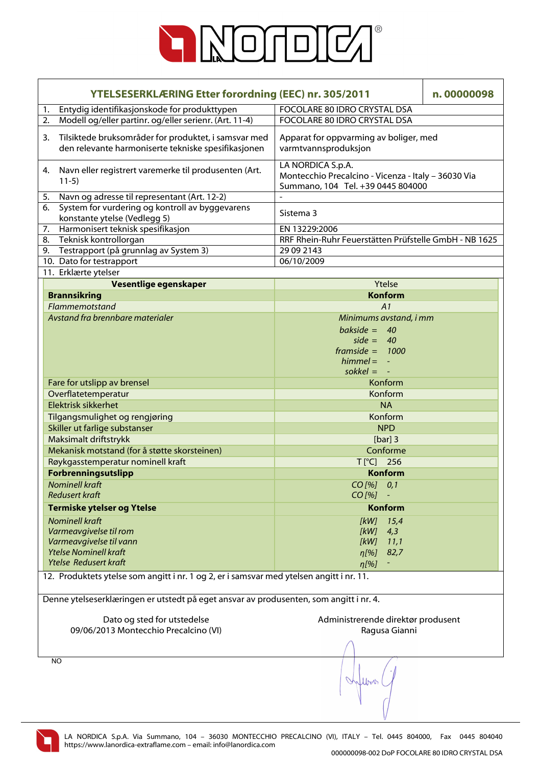| YTELSESERKLÆRING Etter forordning (EEC) nr. 305/2011 | n. 00000098 |
|---|---|
| 1. Entydig identifikasjonskode for produkttypen | FOCOLARE 80 IDRO CRYSTAL DSA |
| 2. Modell og/eller partinr. og/eller serienr. (Art. 11-4) | FOCOLARE 80 IDRO CRYSTAL DSA |
| 3. Tilsiktede bruksområder for produktet, i samsvar med den relevante harmoniserte tekniske spesifikasjonen | Apparat for oppvarming av boliger, med varmtvannsproduksjon |
| 4. Navn eller registrert varemerke til produsenten (Art. 11-5) | LA NORDICA S.p.A. Montecchio Precalcino - Vicenza - Italy – 36030 Via Summano, 104 Tel. +39 0445 804000 |
| 5. Navn og adresse til representant (Art. 12-2) | - |
| 6. System for vurdering og kontroll av byggevarens konstante ytelse (Vedlegg 5) | Sistema 3 |
| 7. Harmonisert teknisk spesifikasjon | EN 13229:2006 |
| 8. Teknisk kontrollorgan | RRF Rhein-Ruhr Feuerstätten Prüfstelle GmbH - NB 1625 |
| 9. Testrapport (på grunnlag av System 3) | 29 09 2143 |
| 10. Dato for testrapport | 06/10/2009 |
| 11. Erklærte ytelser | |

| Vesentlige egenskaper | Ytelse |
|---|---|
| **Brannsikring** | **Konform** |
| *Flammemotstand* | *A1* |
| *Avstand fra brennbare materialer* | *Minimums avstand, i mm*<br>*bakside = 40*<br>*side = 40*<br>*framside = 1000*<br>*himmel = -*<br>*sokkel = -* |
| Fare for utslipp av brensel | Konform |
| Overflatetemperatur | Konform |
| Elektrisk sikkerhet | NA |
| Tilgangsmulighet og rengjøring | Konform |
| Skiller ut farlige substanser | NPD |
| Maksimalt driftstrykk | [bar] 3 |
| Mekanisk motstand (for å støtte skorsteinen) | Conforme |
| Røykgasstemperatur nominell kraft | T [°C] 256 |
| **Forbrenningsutslipp** | **Konform** |
| *Nominell kraft* | *CO [%] 0,1* |
| *Redusert kraft* | *CO [%] -* |
| **Termiske ytelser og Ytelse** | **Konform** |
| *Nominell kraft* | *[kW] 15,4* |
| *Varmeavgivelse til rom* | *[kW] 4,3* |
| *Varmeavgivelse til vann* | *[kW] 11,1* |
| *Ytelse Nominell kraft* | *η[%] 82,7* |
| *Ytelse Redusert kraft* | *η[%] -* |

12. Produktets ytelse som angitt i nr. 1 og 2, er i samsvar med ytelsen angitt i nr. 11.

Denne ytelseserklæringen er utstedt på eget ansvar av produsenten, som angitt i nr. 4.

Dato og sted for utstedelse
09/06/2013 Montecchio Precalcino (VI)

Administrerende direktør produsent
Ragusa Gianni

NO

LA NORDICA S.p.A. Via Summano, 104 – 36030 MONTECCHIO PRECALCINO (VI), ITALY – Tel. 0445 804000, Fax 0445 804040
https://www.lanordica-extraflame.com – email: info@lanordica.com

000000098-002 DoP FOCOLARE 80 IDRO CRYSTAL DSA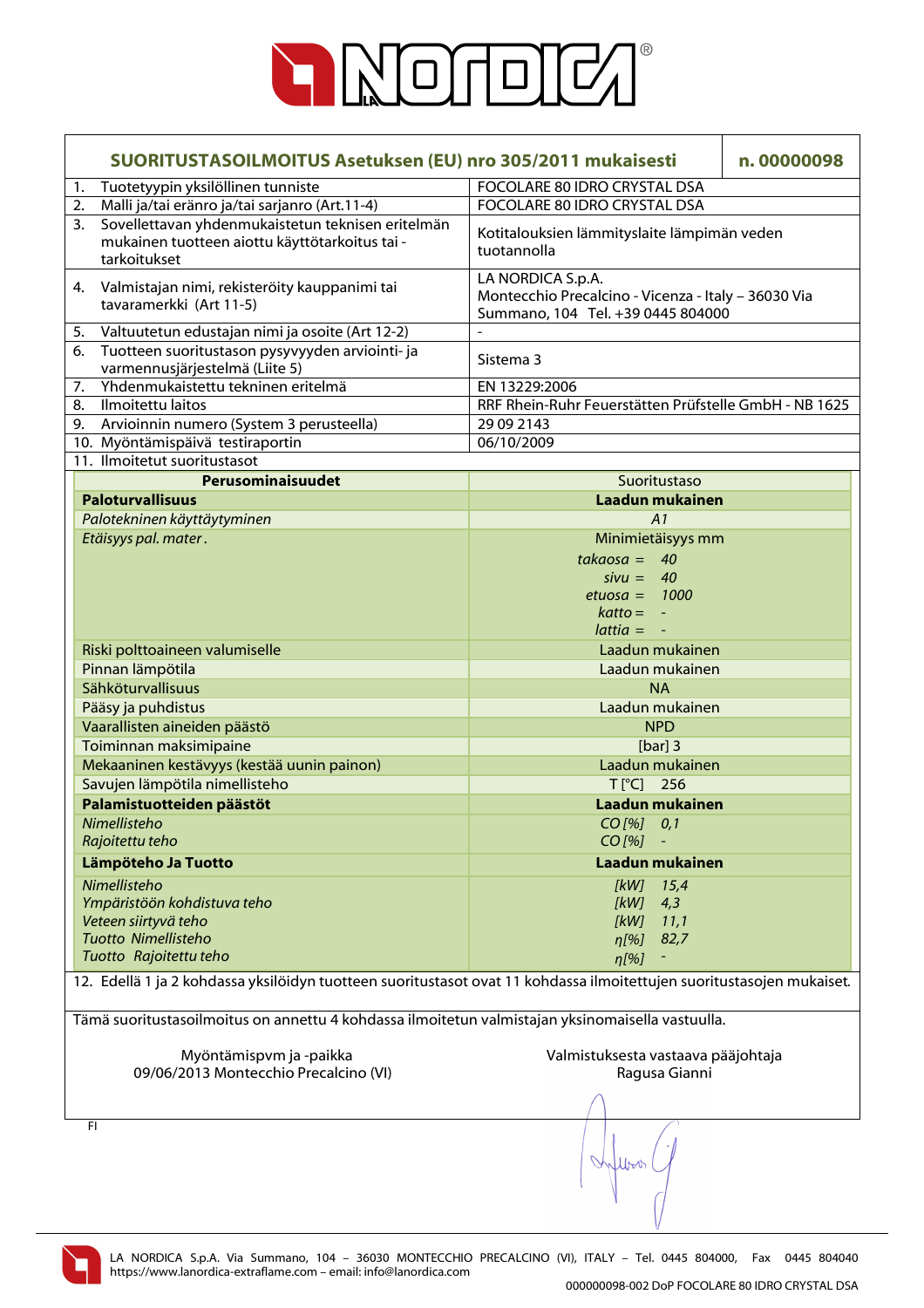## SUORITUSTASOILMOITUS Asetuksen (EU) nro 305/2011 mukaisesti — n. 00000098

| | |
|---|---|
| 1. Tuotetyypin yksilöllinen tunniste | FOCOLARE 80 IDRO CRYSTAL DSA |
| 2. Malli ja/tai eränro ja/tai sarjanro (Art.11-4) | FOCOLARE 80 IDRO CRYSTAL DSA |
| 3. Sovellettavan yhdenmukaistetun teknisen eritelmän mukainen tuotteen aiottu käyttötarkoitus tai -tarkoitukset | Kotitalouksien lämmityslaite lämpimän veden tuotannolla |
| 4. Valmistajan nimi, rekisteröity kauppanimi tai tavaramerkki (Art 11-5) | LA NORDICA S.p.A. Montecchio Precalcino - Vicenza - Italy – 36030 Via Summano, 104 Tel. +39 0445 804000 |
| 5. Valtuutetun edustajan nimi ja osoite (Art 12-2) | - |
| 6. Tuotteen suoritustason pysyvyyden arviointi- ja varmennusjärjestelmä (Liite 5) | Sistema 3 |
| 7. Yhdenmukaistettu tekninen eritelmä | EN 13229:2006 |
| 8. Ilmoitettu laitos | RRF Rhein-Ruhr Feuerstätten Prüfstelle GmbH - NB 1625 |
| 9. Arvioinnin numero (System 3 perusteella) | 29 09 2143 |
| 10. Myöntämispäivä testiraportin | 06/10/2009 |

11. Ilmoitetut suoritustasot

| Perusominaisuudet | Suoritustaso |
|---|---|
| **Paloturvallisuus** | **Laadun mukainen** |
| *Palotekninen käyttäytyminen* | *A1* |
| *Etäisyys pal. mater.* | Minimietäisyys mm<br>*takaosa = 40*<br>*sivu = 40*<br>*etuosa = 1000*<br>*katto = -*<br>*lattia = -* |
| Riski polttoaineen valumiselle | Laadun mukainen |
| Pinnan lämpötila | Laadun mukainen |
| Sähköturvallisuus | NA |
| Pääsy ja puhdistus | Laadun mukainen |
| Vaarallisten aineiden päästö | NPD |
| Toiminnan maksimipaine | [bar] 3 |
| Mekaaninen kestävyys (kestää uunin painon) | Laadun mukainen |
| Savujen lämpötila nimellisteho | T [°C] 256 |
| **Palamistuotteiden päästöt** | **Laadun mukainen** |
| *Nimellisteho* | *CO [%] 0,1* |
| *Rajoitettu teho* | *CO [%] -* |
| **Lämpöteho Ja Tuotto** | **Laadun mukainen** |
| *Nimellisteho* | *[kW] 15,4* |
| *Ympäristöön kohdistuva teho* | *[kW] 4,3* |
| *Veteen siirtyvä teho* | *[kW] 11,1* |
| *Tuotto Nimellisteho* | *η[%] 82,7* |
| *Tuotto Rajoitettu teho* | *η[%] -* |

12. Edellä 1 ja 2 kohdassa yksilöidyn tuotteen suoritustasot ovat 11 kohdassa ilmoitettujen suoritustasojen mukaiset.

Tämä suoritustasoilmoitus on annettu 4 kohdassa ilmoitetun valmistajan yksinomaisella vastuulla.

Myöntämispvm ja -paikka
09/06/2013 Montecchio Precalcino (VI)

Valmistuksesta vastaava pääjohtaja
Ragusa Gianni

FI

LA NORDICA S.p.A. Via Summano, 104 – 36030 MONTECCHIO PRECALCINO (VI), ITALY – Tel. 0445 804000, Fax 0445 804040
https://www.lanordica-extraflame.com – email: info@lanordica.com

000000098-002 DoP FOCOLARE 80 IDRO CRYSTAL DSA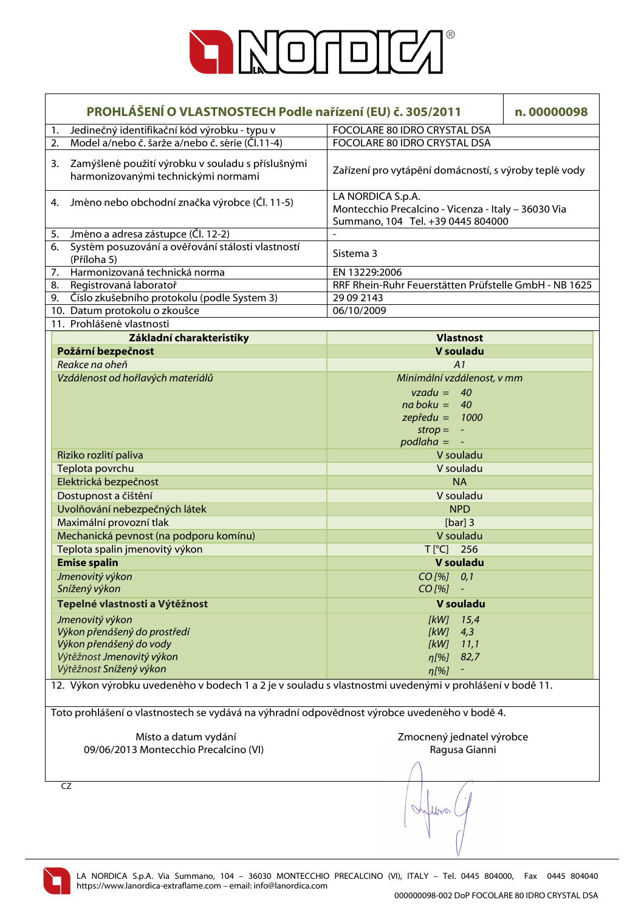# PROHLÁŠENÍ O VLASTNOSTECH Podle nařízení (EU) č. 305/2011 — n. 00000098

| | |
|---|---|
| 1. Jedinečný identifikační kód výrobku - typu v | FOCOLARE 80 IDRO CRYSTAL DSA |
| 2. Model a/nebo č. šarže a/nebo č. série (Čl.11-4) | FOCOLARE 80 IDRO CRYSTAL DSA |
| 3. Zamýšlené použití výrobku v souladu s příslušnými harmonizovanými technickými normami | Zařízení pro vytápění domácností, s výroby teplé vody |
| 4. Jméno nebo obchodní značka výrobce (Čl. 11-5) | LA NORDICA S.p.A. Montecchio Precalcino - Vicenza - Italy – 36030 Via Summano, 104 Tel. +39 0445 804000 |
| 5. Jméno a adresa zástupce (Čl. 12-2) | - |
| 6. Systém posuzování a ověřování stálosti vlastností (Příloha 5) | Sistema 3 |
| 7. Harmonizovaná technická norma | EN 13229:2006 |
| 8. Registrovaná laboratoř | RRF Rhein-Ruhr Feuerstätten Prüfstelle GmbH - NB 1625 |
| 9. Číslo zkušebního protokolu (podle System 3) | 29 09 2143 |
| 10. Datum protokolu o zkoušce | 06/10/2009 |

11. Prohlášené vlastnosti

| Základní charakteristiky | Vlastnost |
|---|---|
| **Požární bezpečnost** | **V souladu** |
| *Reakce na oheň* | *A1* |
| *Vzdálenost od hořlavých materiálů* | *Minimální vzdálenost, v mm*<br>*vzadu = 40*<br>*na boku = 40*<br>*zepředu = 1000*<br>*strop = -*<br>*podlaha = -* |
| Riziko rozlití paliva | V souladu |
| Teplota povrchu | V souladu |
| Elektrická bezpečnost | NA |
| Dostupnost a čištění | V souladu |
| Uvolňování nebezpečných látek | NPD |
| Maximální provozní tlak | [bar] 3 |
| Mechanická pevnost (na podporu komínu) | V souladu |
| Teplota spalin jmenovitý výkon | T [°C] 256 |
| **Emise spalin** | **V souladu** |
| *Jmenovitý výkon* | *CO [%] 0,1* |
| *Snížený výkon* | *CO [%] -* |
| **Tepelné vlastnosti a Výtěžnost** | **V souladu** |
| *Jmenovitý výkon* | *[kW] 15,4* |
| *Výkon přenášený do prostředí* | *[kW] 4,3* |
| *Výkon přenášený do vody* | *[kW] 11,1* |
| *Výtěžnost Jmenovitý výkon* | *η[%] 82,7* |
| *Výtěžnost Snížený výkon* | *η[%] -* |

12. Výkon výrobku uvedeného v bodech 1 a 2 je v souladu s vlastnostmi uvedenými v prohlášení v bodě 11.

Toto prohlášení o vlastnostech se vydává na výhradní odpovědnost výrobce uvedeného v bodě 4.

Místo a datum vydání
09/06/2013 Montecchio Precalcino (VI)

Zmocněný jednatel výrobce
Ragusa Gianni

CZ

LA NORDICA S.p.A. Via Summano, 104 – 36030 MONTECCHIO PRECALCINO (VI), ITALY – Tel. 0445 804000, Fax 0445 804040
https://www.lanordica-extraflame.com – email: info@lanordica.com

000000098-002 DoP FOCOLARE 80 IDRO CRYSTAL DSA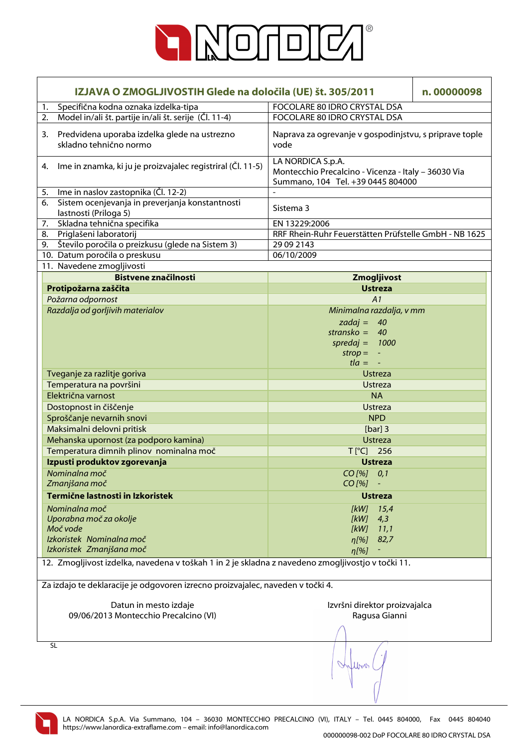# IZJAVA O ZMOGLJIVOSTIH Glede na določila (UE) št. 305/2011 — n. 00000098

| | |
|---|---|
| 1. Specifična kodna oznaka izdelka-tipa | FOCOLARE 80 IDRO CRYSTAL DSA |
| 2. Model in/ali št. partije in/ali št. serije (Čl. 11-4) | FOCOLARE 80 IDRO CRYSTAL DSA |
| 3. Predvidena uporaba izdelka glede na ustrezno skladno tehnično normo | Naprava za ogrevanje v gospodinjstvu, s pripravo tople vode |
| 4. Ime in znamka, ki ju je proizvajalec registriral (Čl. 11-5) | LA NORDICA S.p.A. Montecchio Precalcino - Vicenza - Italy – 36030 Via Summano, 104 Tel. +39 0445 804000 |
| 5. Ime in naslov zastopnika (Čl. 12-2) | - |
| 6. Sistem ocenjevanja in preverjanja konstantnosti lastnosti (Priloga 5) | Sistema 3 |
| 7. Skladna tehnična specifika | EN 13229:2006 |
| 8. Priglašeni laboratorij | RRF Rhein-Ruhr Feuerstätten Prüfstelle GmbH - NB 1625 |
| 9. Število poročila o preizkusu (glede na Sistem 3) | 29 09 2143 |
| 10. Datum poročila o preskusu | 06/10/2009 |

11. Navedene zmogljivosti

| Bistvene značilnosti | Zmogljivost |
|---|---|
| **Protipožarna zaščita** | **Ustreza** |
| *Požarna odpornost* | *A1* |
| *Razdalja od gorljivih materialov* | *Minimalna razdalja, v mm*<br>*zadaj = 40*<br>*stransko = 40*<br>*spredaj = 1000*<br>*strop = -*<br>*tla = -* |
| Tveganje za razlitje goriva | Ustreza |
| Temperatura na površini | Ustreza |
| Električna varnost | NA |
| Dostopnost in čiščenje | Ustreza |
| Sproščanje nevarnih snovi | NPD |
| Maksimalni delovni pritisk | [bar] 3 |
| Mehanska upornost (za podporo kamina) | Ustreza |
| Temperatura dimnih plinov nominalna moč | T [°C] 256 |
| **Izpusti produktov zgorevanja** | **Ustreza** |
| *Nominalna moč*<br>*Zmanjšana moč* | *CO [%] 0,1*<br>*CO [%] -* |
| **Termične lastnosti in Izkoristek** | **Ustreza** |
| *Nominalna moč*<br>*Uporabna moč za okolje*<br>*Moč vode*<br>*Izkoristek Nominalna moč*<br>*Izkoristek Zmanjšana moč* | *[kW] 15,4*<br>*[kW] 4,3*<br>*[kW] 11,1*<br>*η[%] 82,7*<br>*η[%] -* |

12. Zmogljivost izdelka, navedena v toškah 1 in 2 je skladna z navedeno zmogljivostjo v točki 11.

Za izdajo te deklaracije je odgovoren izrecno proizvajalec, naveden v točki 4.

Datun in mesto izdaje
09/06/2013 Montecchio Precalcino (VI)

Izvršni direktor proizvajalca
Ragusa Gianni

SL

LA NORDICA S.p.A. Via Summano, 104 – 36030 MONTECCHIO PRECALCINO (VI), ITALY – Tel. 0445 804000, Fax 0445 804040
https://www.lanordica-extraflame.com – email: info@lanordica.com

000000098-002 DoP FOCOLARE 80 IDRO CRYSTAL DSA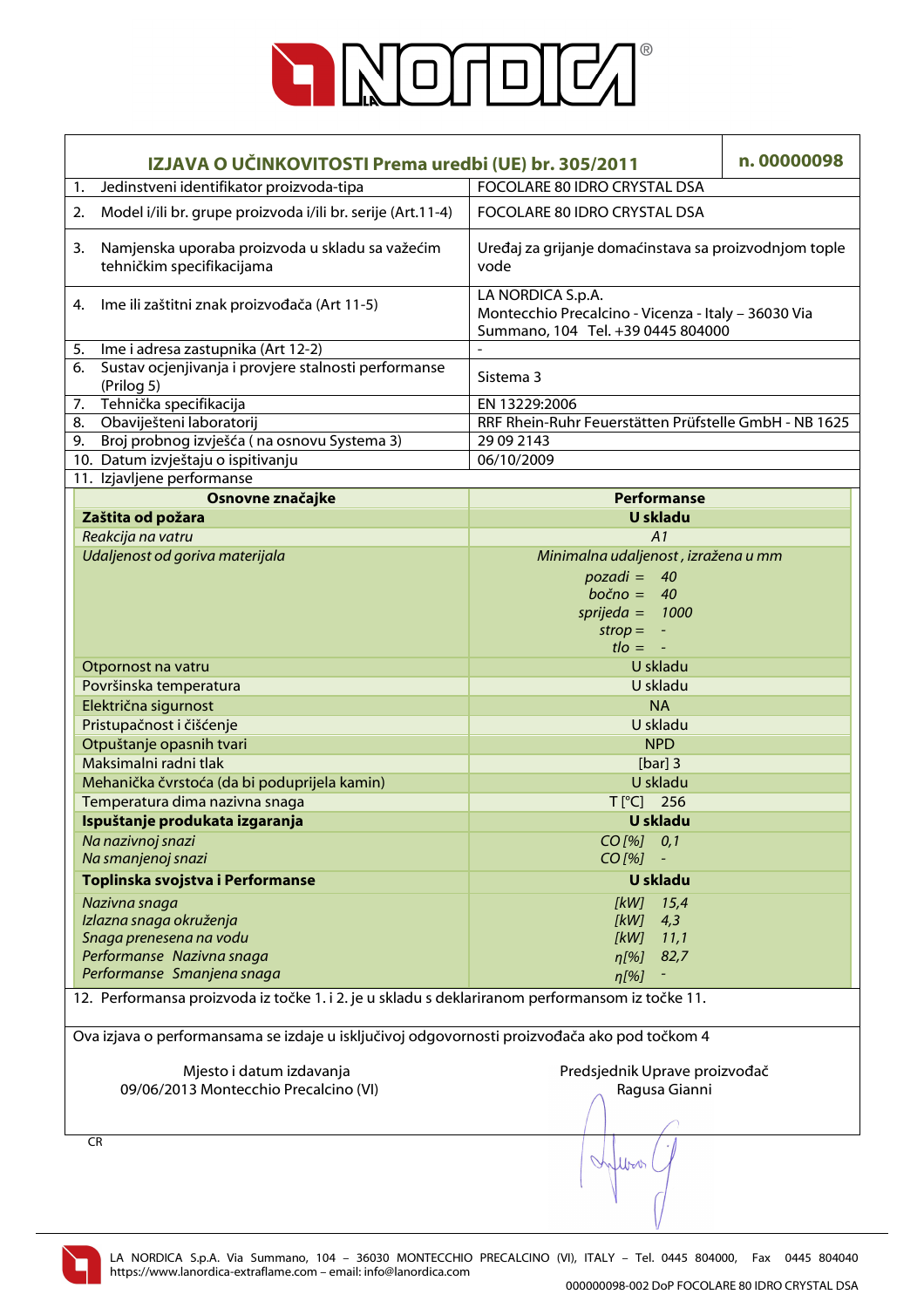# IZJAVA O UČINKOVITOSTI Prema uredbi (UE) br. 305/2011

**n. 00000098**

| | |
|---|---|
| 1. Jedinstveni identifikator proizvoda-tipa | FOCOLARE 80 IDRO CRYSTAL DSA |
| 2. Model i/ili br. grupe proizvoda i/ili br. serije (Art.11-4) | FOCOLARE 80 IDRO CRYSTAL DSA |
| 3. Namjenska uporaba proizvoda u skladu sa važećim tehničkim specifikacijama | Uređaj za grijanje domaćinstava sa proizvodnjom tople vode |
| 4. Ime ili zaštitni znak proizvođača (Art 11-5) | LA NORDICA S.p.A. Montecchio Precalcino - Vicenza - Italy – 36030 Via Summano, 104 Tel. +39 0445 804000 |
| 5. Ime i adresa zastupnika (Art 12-2) | - |
| 6. Sustav ocjenjivanja i provjere stalnosti performanse (Prilog 5) | Sistema 3 |
| 7. Tehnička specifikacija | EN 13229:2006 |
| 8. Obaviješteni laboratorij | RRF Rhein-Ruhr Feuerstätten Prüfstelle GmbH - NB 1625 |
| 9. Broj probnog izvješća ( na osnovu Systema 3) | 29 09 2143 |
| 10. Datum izvještaju o ispitivanju | 06/10/2009 |

11. Izjavljene performanse

| Osnovne značajke | Performanse |
|---|---|
| **Zaštita od požara** | **U skladu** |
| *Reakcija na vatru* | *A1* |
| *Udaljenost od goriva materijala* | *Minimalna udaljenost , izražena u mm*<br>*pozadi = 40*<br>*bočno = 40*<br>*sprijeda = 1000*<br>*strop = -*<br>*tlo = -* |
| Otpornost na vatru | U skladu |
| Površinska temperatura | U skladu |
| Električna sigurnost | NA |
| Pristupačnost i čišćenje | U skladu |
| Otpuštanje opasnih tvari | NPD |
| Maksimalni radni tlak | [bar] 3 |
| Mehanička čvrstoća (da bi poduprijela kamin) | U skladu |
| Temperatura dima nazivna snaga | T [°C] 256 |
| **Ispuštanje produkata izgaranja** | **U skladu** |
| *Na nazivnoj snazi* | *CO [%] 0,1* |
| *Na smanjenoj snazi* | *CO [%] -* |
| **Toplinska svojstva i Performanse** | **U skladu** |
| *Nazivna snaga* | *[kW] 15,4* |
| *Izlazna snaga okruženja* | *[kW] 4,3* |
| *Snaga prenesena na vodu* | *[kW] 11,1* |
| *Performanse Nazivna snaga* | *η[%] 82,7* |
| *Performanse Smanjena snaga* | *η[%] -* |

12. Performansa proizvoda iz točke 1. i 2. je u skladu s deklariranom performansom iz točke 11.

Ova izjava o performansama se izdaje u isključivoj odgovornosti proizvođača ako pod točkom 4

Mjesto i datum izdavanja
09/06/2013 Montecchio Precalcino (VI)

Predsjednik Uprave proizvođač
Ragusa Gianni

CR

LA NORDICA S.p.A. Via Summano, 104 – 36030 MONTECCHIO PRECALCINO (VI), ITALY – Tel. 0445 804000, Fax 0445 804040
https://www.lanordica-extraflame.com – email: info@lanordica.com

000000098-002 DoP FOCOLARE 80 IDRO CRYSTAL DSA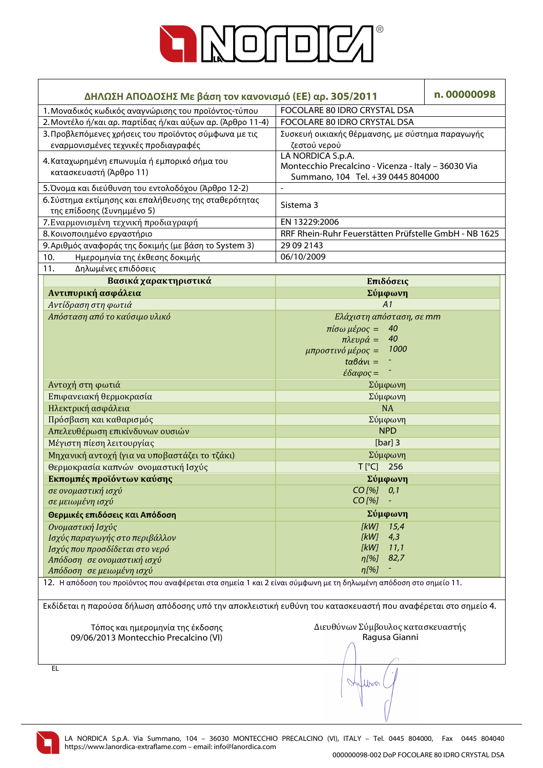| ΔΗΛΩΣΗ ΑΠΟΔΟΣΗΣ Με βάση τον κανονισμό (ΕΕ) αρ. 305/2011 | n. 00000098 |
|---|---|
| 1. Μοναδικός κωδικός αναγνώρισης του προϊόντος-τύπου | FOCOLARE 80 IDRO CRYSTAL DSA |
| 2. Μοντέλο ή/και αρ. παρτίδας ή/και αύξων αρ. (Άρθρο 11-4) | FOCOLARE 80 IDRO CRYSTAL DSA |
| 3. Προβλεπόμενες χρήσεις του προϊόντος σύμφωνα με τις εναρμονισμένες τεχνικές προδιαγραφές | Συσκευή οικιακής θέρμανσης, με σύστημα παραγωγής ζεστού νερού |
| 4. Καταχωρημένη επωνυμία ή εμπορικό σήμα του κατασκευαστή (Άρθρο 11) | LA NORDICA S.p.A. Montecchio Precalcino - Vicenza - Italy – 36030 Via Summano, 104 Tel. +39 0445 804000 |
| 5. Όνομα και διεύθυνση του εντολοδόχου (Άρθρο 12-2) | - |
| 6. Σύστημα εκτίμησης και επαλήθευσης της σταθερότητας της επίδοσης (Συνημμένο 5) | Sistema 3 |
| 7. Εναρμονισμένη τεχνική προδιαγραφή | EN 13229:2006 |
| 8. Κοινοποιημένο εργαστήριο | RRF Rhein-Ruhr Feuerstätten Prüfstelle GmbH - NB 1625 |
| 9. Αριθμός αναφοράς της δοκιμής (με βάση το System 3) | 29 09 2143 |
| 10. Ημερομηνία της έκθεσης δοκιμής | 06/10/2009 |
| 11. Δηλωμένες επιδόσεις | |

| Βασικά χαρακτηριστικά | Επιδόσεις |
|---|---|
| **Αντιπυρική ασφάλεια** | **Σύμφωνη** |
| *Αντίδραση στη φωτιά* | *A1* |
| *Απόσταση από το καύσιμο υλικό* | *Ελάχιστη απόσταση, σε mm*<br>*πίσω μέρος =* 40<br>*πλευρά =* 40<br>*μπροστινό μέρος =* 1000<br>*ταβάνι =* -<br>*έδαφος =* - |
| Αντοχή στη φωτιά | Σύμφωνη |
| Επιφανειακή θερμοκρασία | Σύμφωνη |
| Ηλεκτρική ασφάλεια | NA |
| Πρόσβαση και καθαρισμός | Σύμφωνη |
| Απελευθέρωση επικίνδυνων ουσιών | NPD |
| Μέγιστη πίεση λειτουργίας | [bar] 3 |
| Μηχανική αντοχή (για να υποβαστάζει το τζάκι) | Σύμφωνη |
| Θερμοκρασία καπνών ονομαστική Ισχύς | T [°C] 256 |
| **Εκπομπές προϊόντων καύσης** | **Σύμφωνη** |
| *σε ονομαστική ισχύ* | *CO [%] 0,1* |
| *σε μειωμένη ισχύ* | *CO [%] -* |
| **Θερμικές επιδόσεις και Απόδοση** | **Σύμφωνη** |
| *Ονομαστική Ισχύς* | *[kW] 15,4* |
| *Ισχύς παραγωγής στο περιβάλλον* | *[kW] 4,3* |
| *Ισχύς που προσδίδεται στο νερό* | *[kW] 11,1* |
| *Απόδοση σε ονομαστική ισχύ* | *η[%] 82,7* |
| *Απόδοση σε μειωμένη ισχύ* | *η[%] -* |

12. Η απόδοση του προϊόντος που αναφέρεται στα σημεία 1 και 2 είναι σύμφωνη με τη δηλωμένη απόδοση στο σημείο 11.

Εκδίδεται η παρούσα δήλωση απόδοσης υπό την αποκλειστική ευθύνη του κατασκευαστή που αναφέρεται στο σημείο 4.

Τόπος και ημερομηνία της έκδοσης
09/06/2013 Montecchio Precalcino (VI)

Διευθύνων Σύμβουλος κατασκευαστής
Ragusa Gianni

EL

LA NORDICA S.p.A. Via Summano, 104 – 36030 MONTECCHIO PRECALCINO (VI), ITALY – Tel. 0445 804000, Fax 0445 804040
https://www.lanordica-extraflame.com – email: info@lanordica.com

000000098-002 DoP FOCOLARE 80 IDRO CRYSTAL DSA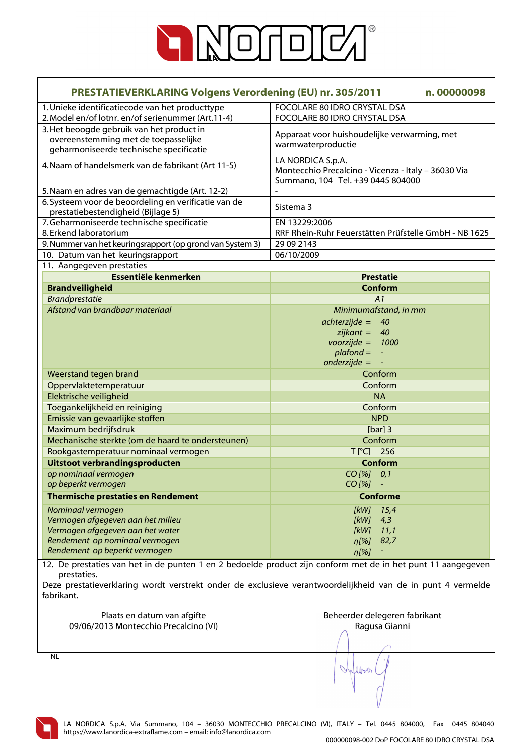| PRESTATIEVERKLARING Volgens Verordening (EU) nr. 305/2011 | n. 00000098 |
|---|---|
| 1. Unieke identificatiecode van het producttype | FOCOLARE 80 IDRO CRYSTAL DSA |
| 2. Model en/of lotnr. en/of serienummer (Art.11-4) | FOCOLARE 80 IDRO CRYSTAL DSA |
| 3. Het beoogde gebruik van het product in overeenstemming met de toepasselijke geharmoniseerde technische specificatie | Apparaat voor huishoudelijke verwarming, met warmwaterproductie |
| 4. Naam of handelsmerk van de fabrikant (Art 11-5) | LA NORDICA S.p.A. Montecchio Precalcino - Vicenza - Italy – 36030 Via Summano, 104 Tel. +39 0445 804000 |
| 5. Naam en adres van de gemachtigde (Art. 12-2) | - |
| 6. Systeem voor de beoordeling en verificatie van de prestatiebestendigheid (Bijlage 5) | Sistema 3 |
| 7. Geharmoniseerde technische specificatie | EN 13229:2006 |
| 8. Erkend laboratorium | RRF Rhein-Ruhr Feuerstätten Prüfstelle GmbH - NB 1625 |
| 9. Nummer van het keuringsrapport (op grond van System 3) | 29 09 2143 |
| 10. Datum van het keuringsrapport | 06/10/2009 |

11. Aangegeven prestaties

| Essentiële kenmerken | Prestatie |
|---|---|
| **Brandveiligheid** | **Conform** |
| *Brandprestatie* | *A1* |
| *Afstand van brandbaar materiaal* | *Minimumafstand, in mm*<br>*achterzijde = 40*<br>*zijkant = 40*<br>*voorzijde = 1000*<br>*plafond = -*<br>*onderzijde = -* |
| Weerstand tegen brand | Conform |
| Oppervlaktetemperatuur | Conform |
| Elektrische veiligheid | NA |
| Toegankelijkheid en reiniging | Conform |
| Emissie van gevaarlijke stoffen | NPD |
| Maximum bedrijfsdruk | [bar] 3 |
| Mechanische sterkte (om de haard te ondersteunen) | Conform |
| Rookgastemperatuur nominaal vermogen | T [°C] 256 |
| **Uitstoot verbrandingsproducten** | **Conform** |
| *op nominaal vermogen* | *CO [%] 0,1* |
| *op beperkt vermogen* | *CO [%] -* |
| **Thermische prestaties en Rendement** | **Conforme** |
| *Nominaal vermogen* | *[kW] 15,4* |
| *Vermogen afgegeven aan het milieu* | *[kW] 4,3* |
| *Vermogen afgegeven aan het water* | *[kW] 11,1* |
| *Rendement op nominaal vermogen* | *η[%] 82,7* |
| *Rendement op beperkt vermogen* | *η[%] -* |

12. De prestaties van het in de punten 1 en 2 bedoelde product zijn conform met de in het punt 11 aangegeven prestaties.

Deze prestatieverklaring wordt verstrekt onder de exclusieve verantwoordelijkheid van de in punt 4 vermelde fabrikant.

Plaats en datum van afgifte
09/06/2013 Montecchio Precalcino (VI)

Beheerder delegeren fabrikant
Ragusa Gianni

NL

LA NORDICA S.p.A. Via Summano, 104 – 36030 MONTECCHIO PRECALCINO (VI), ITALY – Tel. 0445 804000, Fax 0445 804040
https://www.lanordica-extraflame.com – email: info@lanordica.com

000000098-002 DoP FOCOLARE 80 IDRO CRYSTAL DSA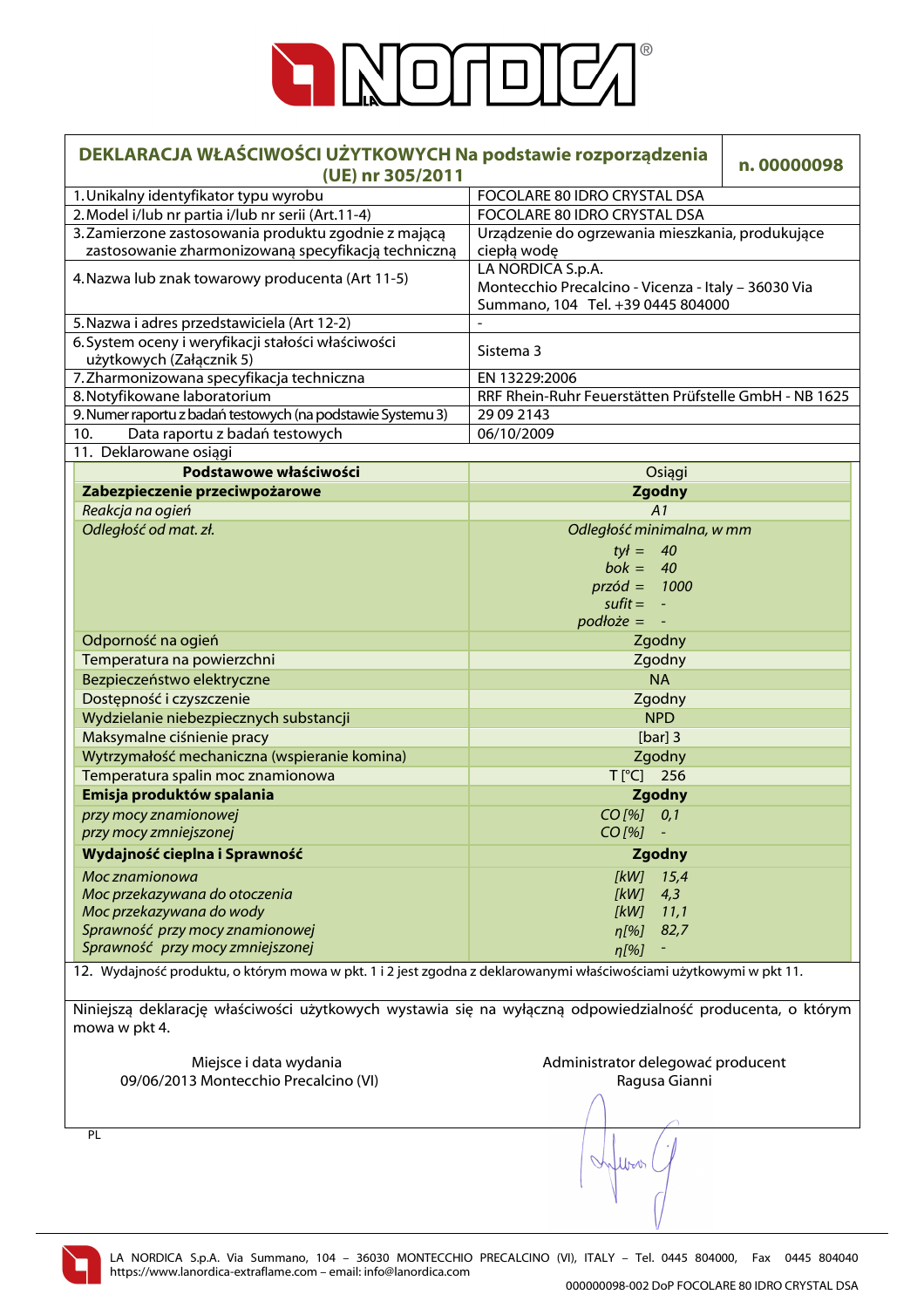# DEKLARACJA WŁAŚCIWOŚCI UŻYTKOWYCH Na podstawie rozporządzenia (UE) nr 305/2011

**n. 00000098**

| | |
|---|---|
| 1. Unikalny identyfikator typu wyrobu | FOCOLARE 80 IDRO CRYSTAL DSA |
| 2. Model i/lub nr partia i/lub nr serii (Art.11-4) | FOCOLARE 80 IDRO CRYSTAL DSA |
| 3. Zamierzone zastosowania produktu zgodnie z mającą zastosowanie zharmonizowaną specyfikacją techniczną | Urządzenie do ogrzewania mieszkania, produkujące ciepłą wodę |
| 4. Nazwa lub znak towarowy producenta (Art 11-5) | LA NORDICA S.p.A. Montecchio Precalcino - Vicenza - Italy – 36030 Via Summano, 104 Tel. +39 0445 804000 |
| 5. Nazwa i adres przedstawiciela (Art 12-2) | - |
| 6. System oceny i weryfikacji stałości właściwości użytkowych (Załącznik 5) | Sistema 3 |
| 7. Zharmonizowana specyfikacja techniczna | EN 13229:2006 |
| 8. Notyfikowane laboratorium | RRF Rhein-Ruhr Feuerstätten Prüfstelle GmbH - NB 1625 |
| 9. Numer raportu z badań testowych (na podstawie Systemu 3) | 29 09 2143 |
| 10. Data raportu z badań testowych | 06/10/2009 |

11. Deklarowane osiągi

| Podstawowe właściwości | Osiągi |
|---|---|
| **Zabezpieczenie przeciwpożarowe** | **Zgodny** |
| *Reakcja na ogień* | *A1* |
| *Odległość od mat. zł.* | *Odległość minimalna, w mm*<br>*tył = 40*<br>*bok = 40*<br>*przód = 1000*<br>*sufit = -*<br>*podłoże = -* |
| Odporność na ogień | Zgodny |
| Temperatura na powierzchni | Zgodny |
| Bezpieczeństwo elektryczne | NA |
| Dostępność i czyszczenie | Zgodny |
| Wydzielanie niebezpiecznych substancji | NPD |
| Maksymalne ciśnienie pracy | [bar] 3 |
| Wytrzymałość mechaniczna (wspieranie komina) | Zgodny |
| Temperatura spalin moc znamionowa | T [°C] 256 |
| **Emisja produktów spalania** | **Zgodny** |
| *przy mocy znamionowej* | *CO [%] 0,1* |
| *przy mocy zmniejszonej* | *CO [%] -* |
| **Wydajność cieplna i Sprawność** | **Zgodny** |
| *Moc znamionowa* | *[kW] 15,4* |
| *Moc przekazywana do otoczenia* | *[kW] 4,3* |
| *Moc przekazywana do wody* | *[kW] 11,1* |
| *Sprawność przy mocy znamionowej* | *η[%] 82,7* |
| *Sprawność przy mocy zmniejszonej* | *η[%] -* |

12. Wydajność produktu, o którym mowa w pkt. 1 i 2 jest zgodna z deklarowanymi właściwościami użytkowymi w pkt 11.

Niniejszą deklarację właściwości użytkowych wystawia się na wyłączną odpowiedzialność producenta, o którym mowa w pkt 4.

Miejsce i data wydania
09/06/2013 Montecchio Precalcino (VI)

Administrator delegować producent
Ragusa Gianni

PL

LA NORDICA S.p.A. Via Summano, 104 – 36030 MONTECCHIO PRECALCINO (VI), ITALY – Tel. 0445 804000, Fax 0445 804040
https://www.lanordica-extraflame.com – email: info@lanordica.com

000000098-002 DoP FOCOLARE 80 IDRO CRYSTAL DSA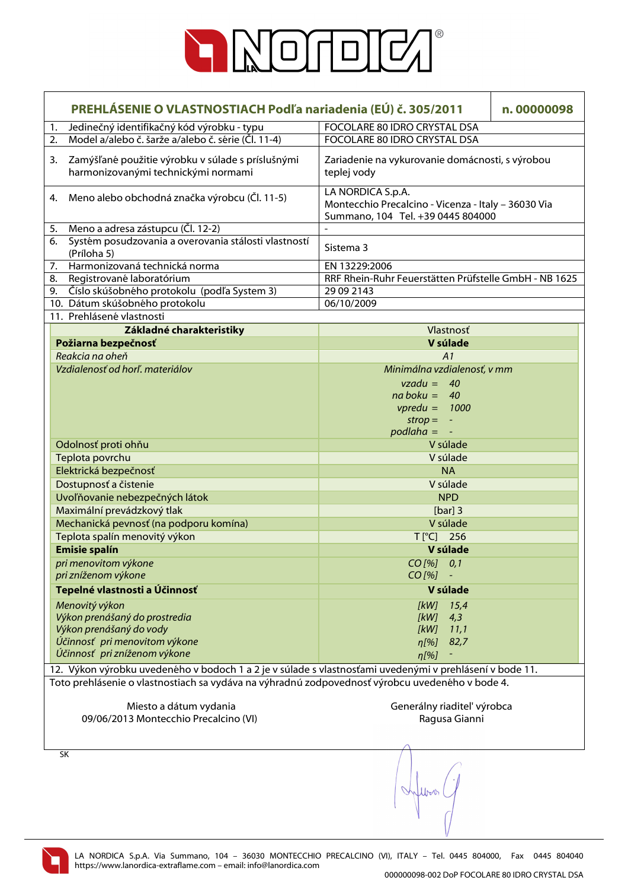| PREHLÁSENIE O VLASTNOSTIACH Podľa nariadenia (EÚ) č. 305/2011 | n. 00000098 |
|---|---|
| 1. Jedinečný identifikačný kód výrobku - typu | FOCOLARE 80 IDRO CRYSTAL DSA |
| 2. Model a/alebo č. šarže a/alebo č. série (Čl. 11-4) | FOCOLARE 80 IDRO CRYSTAL DSA |
| 3. Zamýšľané použitie výrobku v súlade s príslušnými harmonizovanými technickými normami | Zariadenie na vykurovanie domácnosti, s výrobou teplej vody |
| 4. Meno alebo obchodná značka výrobcu (Čl. 11-5) | LA NORDICA S.p.A. Montecchio Precalcino - Vicenza - Italy – 36030 Via Summano, 104 Tel. +39 0445 804000 |
| 5. Meno a adresa zástupcu (Čl. 12-2) | - |
| 6. Systém posudzovania a overovania stálosti vlastností (Príloha 5) | Sistema 3 |
| 7. Harmonizovaná technická norma | EN 13229:2006 |
| 8. Registrované laboratórium | RRF Rhein-Ruhr Feuerstätten Prüfstelle GmbH - NB 1625 |
| 9. Číslo skúšobného protokolu (podľa System 3) | 29 09 2143 |
| 10. Dátum skúšobného protokolu | 06/10/2009 |
| 11. Prehlásené vlastnosti | |

| **Základné charakteristiky** | Vlastnosť |
|---|---|
| **Požiarna bezpečnosť** | **V súlade** |
| *Reakcia na oheň* | *A1* |
| *Vzdialenosť od horľ. materiálov* | *Minimálna vzdialenosť, v mm*<br>*vzadu = 40*<br>*na boku = 40*<br>*vpredu = 1000*<br>*strop = -*<br>*podlaha = -* |
| Odolnosť proti ohňu | V súlade |
| Teplota povrchu | V súlade |
| Elektrická bezpečnosť | NA |
| Dostupnosť a čistenie | V súlade |
| Uvoľňovanie nebezpečných látok | NPD |
| Maximální prevádzkový tlak | [bar] 3 |
| Mechanická pevnosť (na podporu komína) | V súlade |
| Teplota spalín menovitý výkon | T [°C] 256 |
| **Emisie spalín** | **V súlade** |
| *pri menovitom výkone* | *CO [%] 0,1* |
| *pri zníženom výkone* | *CO [%] -* |
| **Tepelné vlastnosti a Účinnosť** | **V súlade** |
| *Menovitý výkon* | *[kW] 15,4* |
| *Výkon prenášaný do prostredia* | *[kW] 4,3* |
| *Výkon prenášaný do vody* | *[kW] 11,1* |
| *Účinnosť pri menovitom výkone* | *η[%] 82,7* |
| *Účinnosť pri zníženom výkone* | *η[%] -* |

12. Výkon výrobku uvedeného v bodoch 1 a 2 je v súlade s vlastnosťami uvedenými v prehlášení v bode 11.

Toto prehlásenie o vlastnostiach sa vydáva na výhradnú zodpovednosť výrobcu uvedeného v bode 4.

Miesto a dátum vydania
09/06/2013 Montecchio Precalcino (VI)

Generálny riaditel' výrobca
Ragusa Gianni

SK

LA NORDICA S.p.A. Via Summano, 104 – 36030 MONTECCHIO PRECALCINO (VI), ITALY – Tel. 0445 804000, Fax 0445 804040
https://www.lanordica-extraflame.com – email: info@lanordica.com

000000098-002 DoP FOCOLARE 80 IDRO CRYSTAL DSA